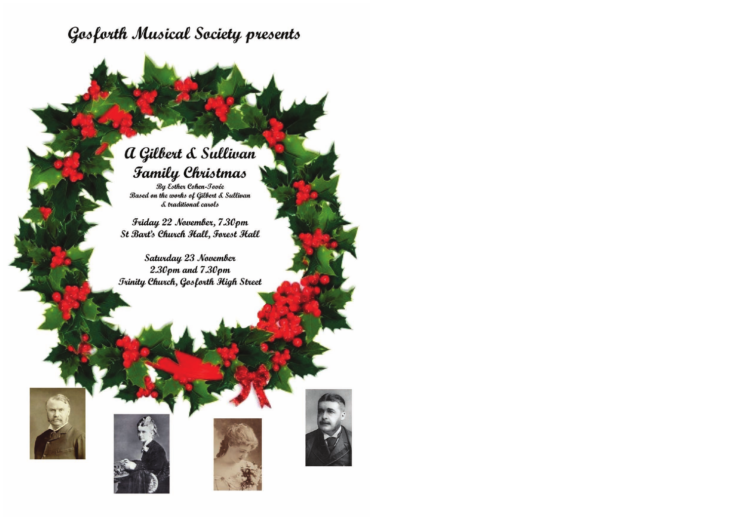# Gosforth Musical Society presents

## A Gilbert & Sullivan Family Christmas

*By Esther Cohen-Tovée*
*Based on the works of Gilbert & Sullivan & traditional carols*

**Friday 22 November, 7.30pm**
**St Bart's Church Hall, Forest Hall**

**Saturday 23 November**
**2.30pm and 7.30pm**
**Trinity Church, Gosforth High Street**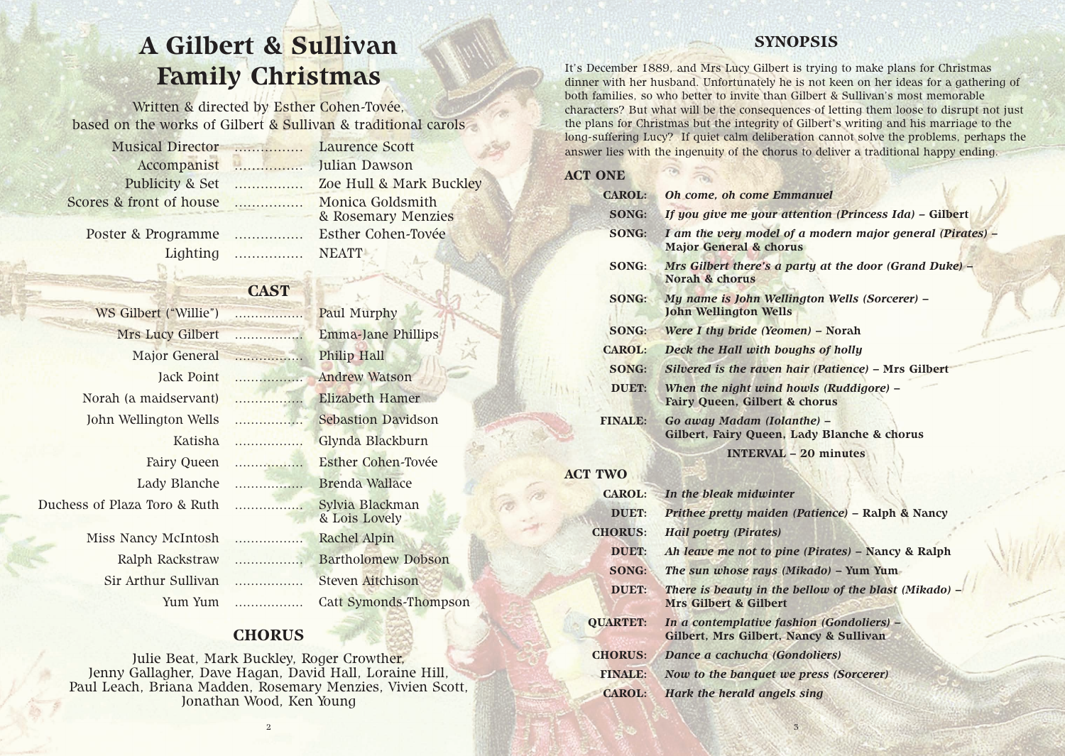# A Gilbert & Sullivan Family Christmas

Written & directed by Esther Cohen-Tovée, based on the works of Gilbert & Sullivan & traditional carols

| | |
|---|---|
| Musical Director | Laurence Scott |
| Accompanist | Julian Dawson |
| Publicity & Set | Zoe Hull & Mark Buckley |
| Scores & front of house | Monica Goldsmith & Rosemary Menzies |
| Poster & Programme | Esther Cohen-Tovée |
| Lighting | NEATT |

## CAST

| | |
|---|---|
| WS Gilbert ("Willie") | Paul Murphy |
| Mrs Lucy Gilbert | Emma-Jane Phillips |
| Major General | Philip Hall |
| Jack Point | Andrew Watson |
| Norah (a maidservant) | Elizabeth Hamer |
| John Wellington Wells | Sebastion Davidson |
| Katisha | Glynda Blackburn |
| Fairy Queen | Esther Cohen-Tovée |
| Lady Blanche | Brenda Wallace |
| Duchess of Plaza Toro & Ruth | Sylvia Blackman & Lois Lovely |
| Miss Nancy McIntosh | Rachel Alpin |
| Ralph Rackstraw | Bartholomew Dobson |
| Sir Arthur Sullivan | Steven Aitchison |
| Yum Yum | Catt Symonds-Thompson |

## CHORUS

Julie Beat, Mark Buckley, Roger Crowther, Jenny Gallagher, Dave Hagan, David Hall, Loraine Hill, Paul Leach, Briana Madden, Rosemary Menzies, Vivien Scott, Jonathan Wood, Ken Young

## SYNOPSIS

It's December 1889, and Mrs Lucy Gilbert is trying to make plans for Christmas dinner with her husband. Unfortunately he is not keen on her ideas for a gathering of both families, so who better to invite than Gilbert & Sullivan's most memorable characters? But what will be the consequences of letting them loose to disrupt not just the plans for Christmas but the integrity of Gilbert's writing and his marriage to the long-suffering Lucy? If quiet calm deliberation cannot solve the problems, perhaps the answer lies with the ingenuity of the chorus to deliver a traditional happy ending.

### ACT ONE

- **CAROL:** ***Oh come, oh come Emmanuel***
- **SONG:** ***If you give me your attention (Princess Ida)*** **– Gilbert**
- **SONG:** ***I am the very model of a modern major general (Pirates)*** **– Major General & chorus**
- **SONG:** ***Mrs Gilbert there's a party at the door (Grand Duke)*** **– Norah & chorus**
- **SONG:** ***My name is John Wellington Wells (Sorcerer)*** **– John Wellington Wells**
- **SONG:** ***Were I thy bride (Yeomen)*** **– Norah**
- **CAROL:** ***Deck the Hall with boughs of holly***
- **SONG:** ***Silvered is the raven hair (Patience)*** **– Mrs Gilbert**
- **DUET:** ***When the night wind howls (Ruddigore)*** **– Fairy Queen, Gilbert & chorus**
- **FINALE:** ***Go away Madam (Iolanthe)*** **– Gilbert, Fairy Queen, Lady Blanche & chorus**

**INTERVAL – 20 minutes**

### ACT TWO

- **CAROL:** ***In the bleak midwinter***
- **DUET:** ***Prithee pretty maiden (Patience)*** **– Ralph & Nancy**
- **CHORUS:** ***Hail poetry (Pirates)***
- **DUET:** ***Ah leave me not to pine (Pirates)*** **– Nancy & Ralph**
- **SONG:** ***The sun whose rays (Mikado)*** **– Yum Yum**
- **DUET:** ***There is beauty in the bellow of the blast (Mikado)*** **– Mrs Gilbert & Gilbert**
- **QUARTET:** ***In a contemplative fashion (Gondoliers)*** **– Gilbert, Mrs Gilbert, Nancy & Sullivan**
- **CHORUS:** ***Dance a cachucha (Gondoliers)***
- **FINALE:** ***Now to the banquet we press (Sorcerer)***
- **CAROL:** ***Hark the herald angels sing***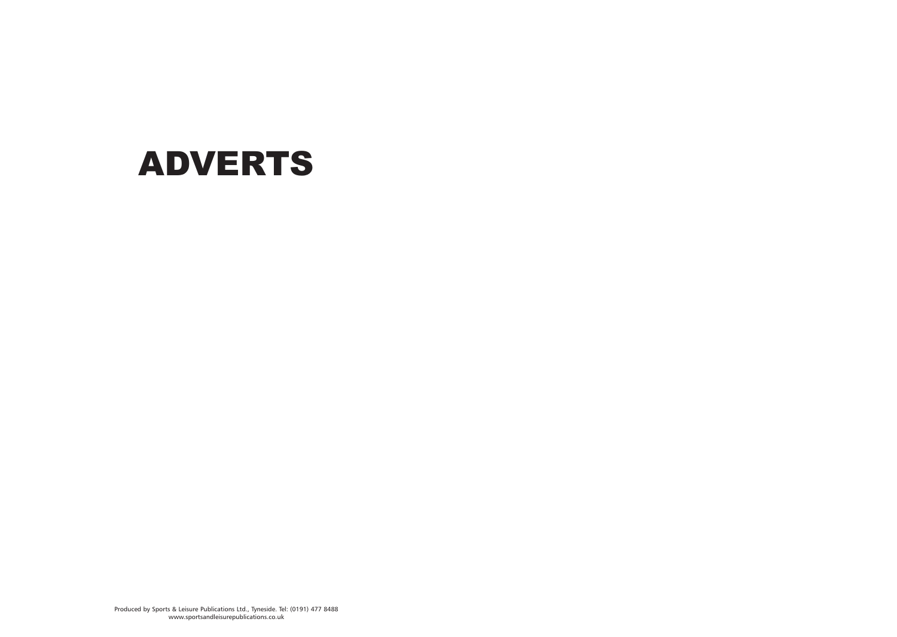# ADVERTS

Produced by Sports & Leisure Publications Ltd., Tyneside. Tel: (0191) 477 8488
www.sportsandleisurepublications.co.uk